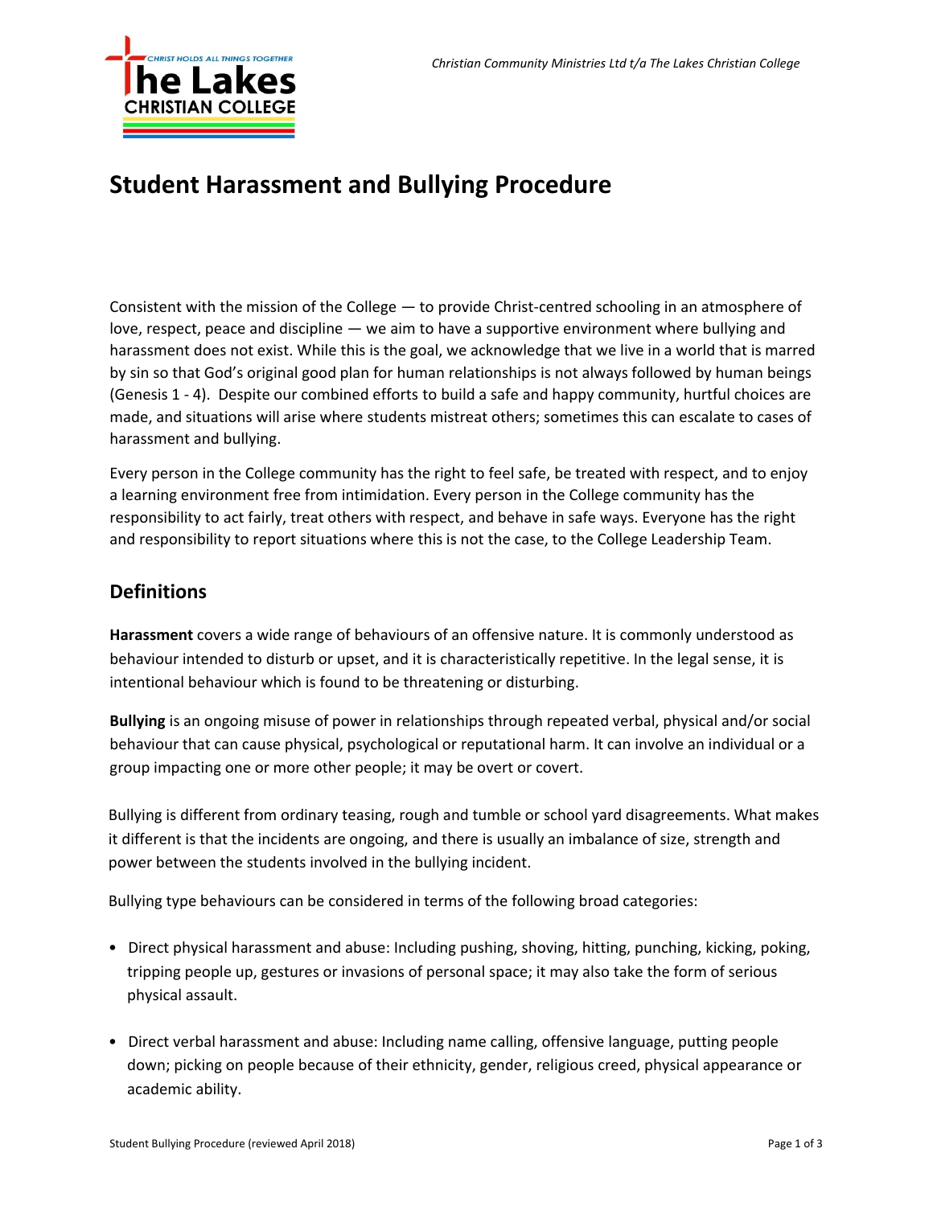# Student Harassment and Bullying Procedure

Consistent with the mission of the College — to provide Christ-centred schooling in an atmosphere of love, respect, peace and discipline — we aim to have a supportive environment where bullying and harassment does not exist. While this is the goal, we acknowledge that we live in a world that is marred by sin so that God's original good plan for human relationships is not always followed by human beings (Genesis 1 - 4). Despite our combined efforts to build a safe and happy community, hurtful choices are made, and situations will arise where students mistreat others; sometimes this can escalate to cases of harassment and bullying.

Every person in the College community has the right to feel safe, be treated with respect, and to enjoy a learning environment free from intimidation. Every person in the College community has the responsibility to act fairly, treat others with respect, and behave in safe ways. Everyone has the right and responsibility to report situations where this is not the case, to the College Leadership Team.

## Definitions

**Harassment** covers a wide range of behaviours of an offensive nature. It is commonly understood as behaviour intended to disturb or upset, and it is characteristically repetitive. In the legal sense, it is intentional behaviour which is found to be threatening or disturbing.

**Bullying** is an ongoing misuse of power in relationships through repeated verbal, physical and/or social behaviour that can cause physical, psychological or reputational harm. It can involve an individual or a group impacting one or more other people; it may be overt or covert.

Bullying is different from ordinary teasing, rough and tumble or school yard disagreements. What makes it different is that the incidents are ongoing, and there is usually an imbalance of size, strength and power between the students involved in the bullying incident.

Bullying type behaviours can be considered in terms of the following broad categories:

- Direct physical harassment and abuse: Including pushing, shoving, hitting, punching, kicking, poking, tripping people up, gestures or invasions of personal space; it may also take the form of serious physical assault.
- Direct verbal harassment and abuse: Including name calling, offensive language, putting people down; picking on people because of their ethnicity, gender, religious creed, physical appearance or academic ability.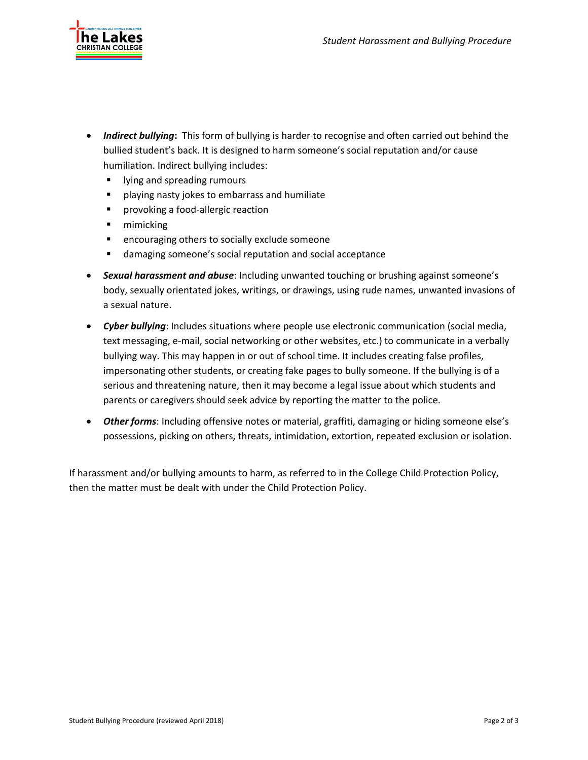- ***Indirect bullying*:** This form of bullying is harder to recognise and often carried out behind the bullied student's back. It is designed to harm someone's social reputation and/or cause humiliation. Indirect bullying includes:
  - lying and spreading rumours
  - playing nasty jokes to embarrass and humiliate
  - provoking a food-allergic reaction
  - mimicking
  - encouraging others to socially exclude someone
  - damaging someone's social reputation and social acceptance
- ***Sexual harassment and abuse***: Including unwanted touching or brushing against someone's body, sexually orientated jokes, writings, or drawings, using rude names, unwanted invasions of a sexual nature.
- ***Cyber bullying***: Includes situations where people use electronic communication (social media, text messaging, e-mail, social networking or other websites, etc.) to communicate in a verbally bullying way. This may happen in or out of school time. It includes creating false profiles, impersonating other students, or creating fake pages to bully someone. If the bullying is of a serious and threatening nature, then it may become a legal issue about which students and parents or caregivers should seek advice by reporting the matter to the police.
- ***Other forms***: Including offensive notes or material, graffiti, damaging or hiding someone else's possessions, picking on others, threats, intimidation, extortion, repeated exclusion or isolation.

If harassment and/or bullying amounts to harm, as referred to in the College Child Protection Policy, then the matter must be dealt with under the Child Protection Policy.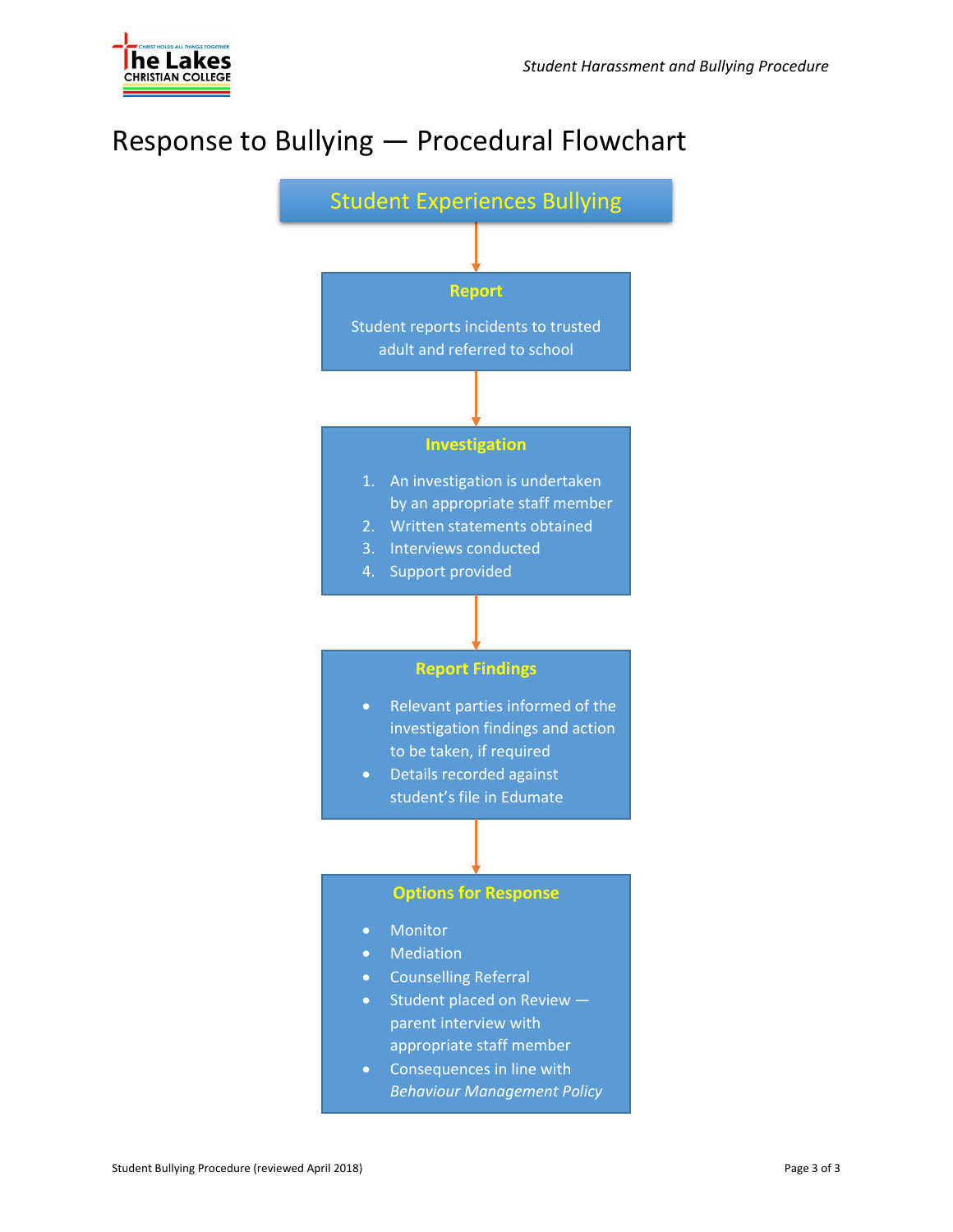# Response to Bullying — Procedural Flowchart

Student Experiences Bullying

**Report**

Student reports incidents to trusted adult and referred to school

**Investigation**

1. An investigation is undertaken by an appropriate staff member
2. Written statements obtained
3. Interviews conducted
4. Support provided

**Report Findings**

- Relevant parties informed of the investigation findings and action to be taken, if required
- Details recorded against student's file in Edumate

**Options for Response**

- Monitor
- Mediation
- Counselling Referral
- Student placed on Review — parent interview with appropriate staff member
- Consequences in line with *Behaviour Management Policy*